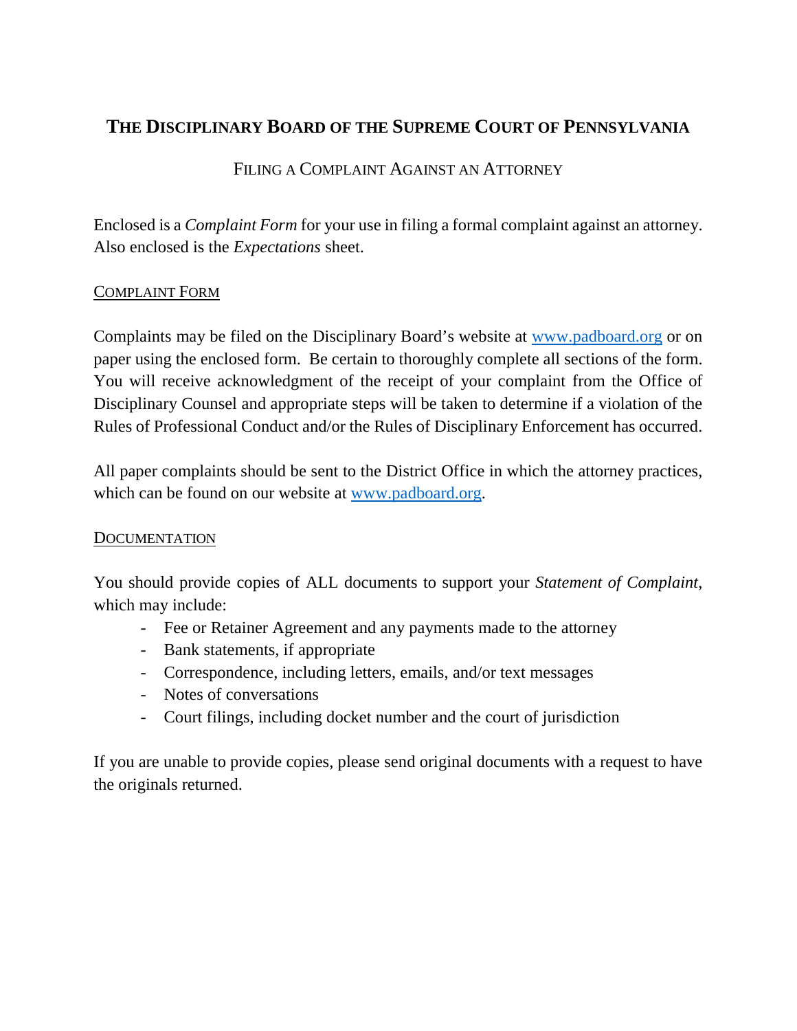# The Disciplinary Board of the Supreme Court of Pennsylvania

## Filing a Complaint Against an Attorney

Enclosed is a *Complaint Form* for your use in filing a formal complaint against an attorney. Also enclosed is the *Expectations* sheet.

### Complaint Form

Complaints may be filed on the Disciplinary Board's website at www.padboard.org or on paper using the enclosed form. Be certain to thoroughly complete all sections of the form. You will receive acknowledgment of the receipt of your complaint from the Office of Disciplinary Counsel and appropriate steps will be taken to determine if a violation of the Rules of Professional Conduct and/or the Rules of Disciplinary Enforcement has occurred.

All paper complaints should be sent to the District Office in which the attorney practices, which can be found on our website at www.padboard.org.

### Documentation

You should provide copies of ALL documents to support your *Statement of Complaint*, which may include:

- Fee or Retainer Agreement and any payments made to the attorney
- Bank statements, if appropriate
- Correspondence, including letters, emails, and/or text messages
- Notes of conversations
- Court filings, including docket number and the court of jurisdiction

If you are unable to provide copies, please send original documents with a request to have the originals returned.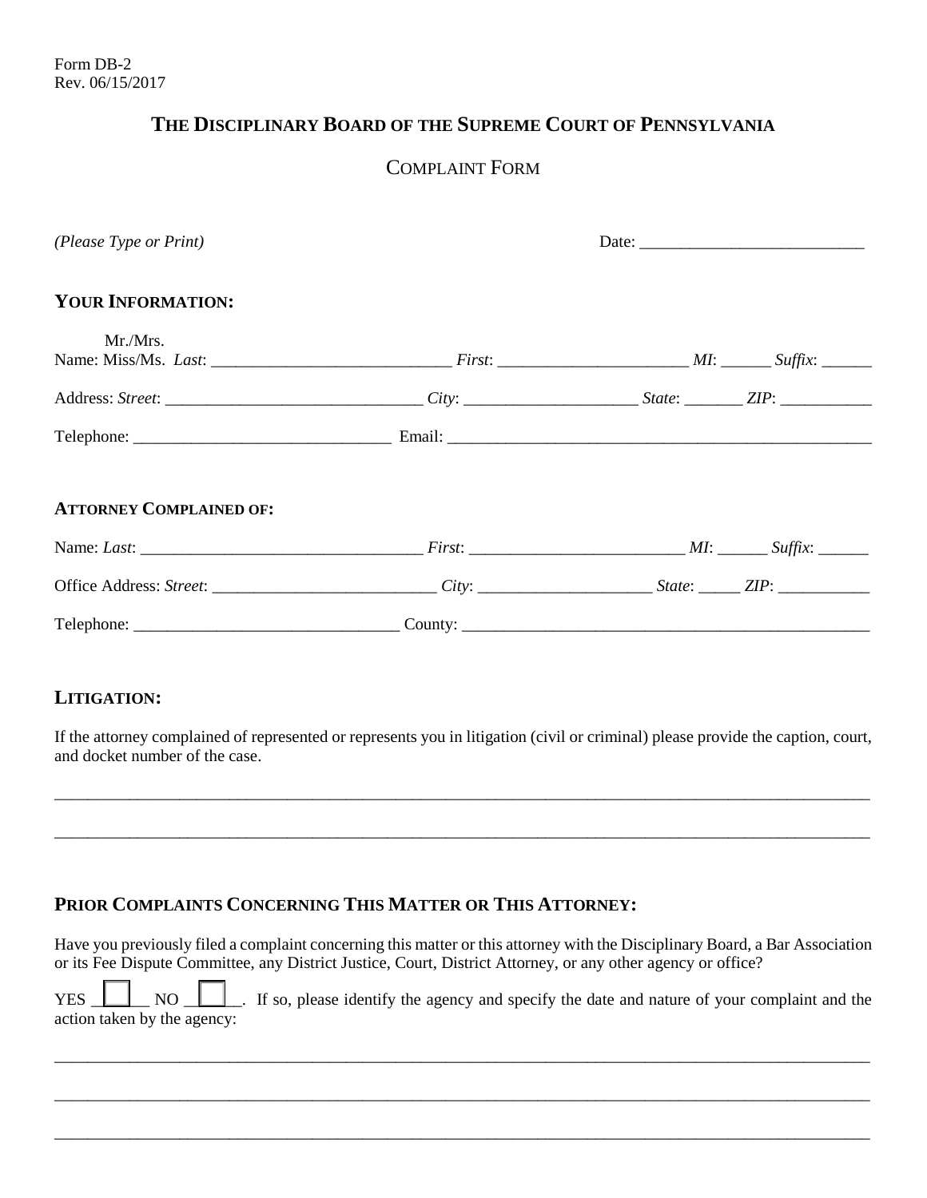Form DB-2
Rev. 06/15/2017

# THE DISCIPLINARY BOARD OF THE SUPREME COURT OF PENNSYLVANIA

## COMPLAINT FORM

*(Please Type or Print)* Date: ___________________________

### YOUR INFORMATION:

Mr./Mrs.
Name: Miss/Ms. *Last*: ____________________________ *First*: ______________________ *MI*: ______ *Suffix*: ______

Address: *Street*: _______________________________ *City*: _____________________ *State*: _______ *ZIP*: ___________

Telephone: _______________________________ Email: _____________________________________________________

### ATTORNEY COMPLAINED OF:

Name: *Last*: __________________________________ *First*: _________________________ *MI*: ______ *Suffix*: ______

Office Address: *Street*: ___________________________ *City*: ____________________ *State*: _____ *ZIP*: ___________

Telephone: ________________________________ County: __________________________________________________

### LITIGATION:

If the attorney complained of represented or represents you in litigation (civil or criminal) please provide the caption, court, and docket number of the case.

______________________________________________________________________________________________

______________________________________________________________________________________________

### PRIOR COMPLAINTS CONCERNING THIS MATTER OR THIS ATTORNEY:

Have you previously filed a complaint concerning this matter or this attorney with the Disciplinary Board, a Bar Association or its Fee Dispute Committee, any District Justice, Court, District Attorney, or any other agency or office?

YES ☐ NO ☐. If so, please identify the agency and specify the date and nature of your complaint and the action taken by the agency:

______________________________________________________________________________________________

______________________________________________________________________________________________

______________________________________________________________________________________________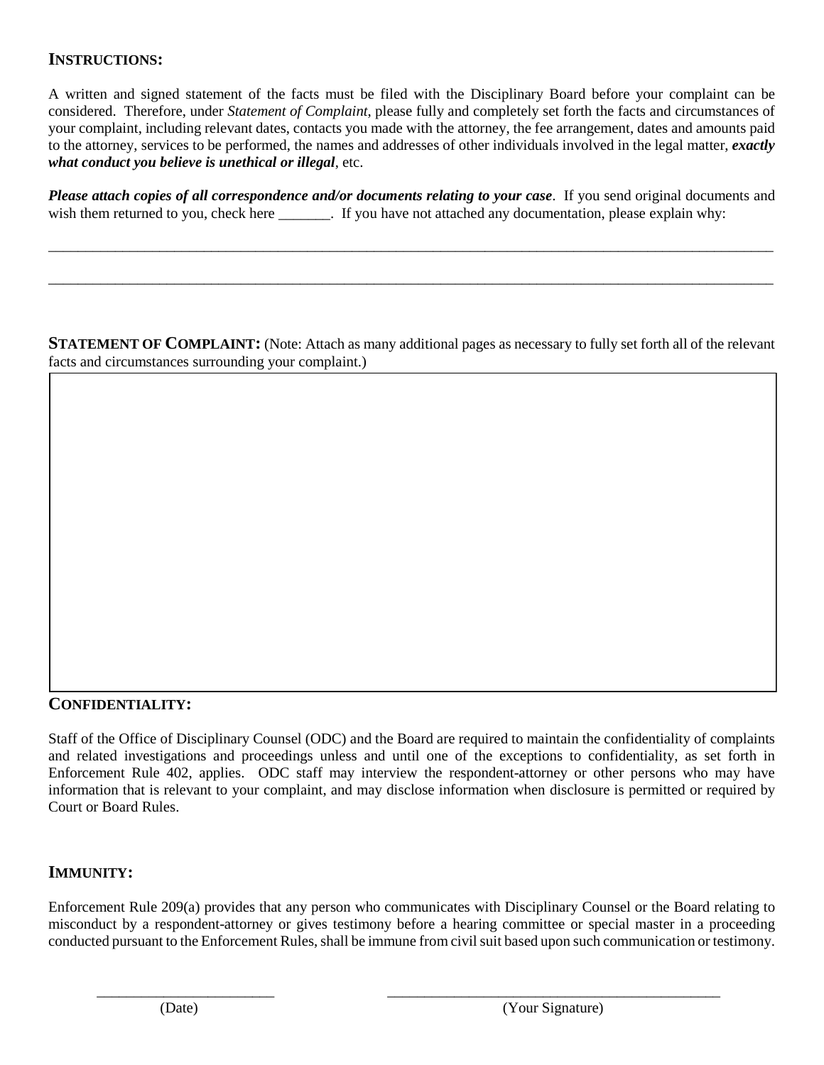## INSTRUCTIONS:

A written and signed statement of the facts must be filed with the Disciplinary Board before your complaint can be considered. Therefore, under *Statement of Complaint*, please fully and completely set forth the facts and circumstances of your complaint, including relevant dates, contacts you made with the attorney, the fee arrangement, dates and amounts paid to the attorney, services to be performed, the names and addresses of other individuals involved in the legal matter, ***exactly what conduct you believe is unethical or illegal***, etc.

***Please attach copies of all correspondence and/or documents relating to your case***. If you send original documents and wish them returned to you, check here _______. If you have not attached any documentation, please explain why:

_______________________________________________________________________________________________

_______________________________________________________________________________________________

**STATEMENT OF COMPLAINT:** (Note: Attach as many additional pages as necessary to fully set forth all of the relevant facts and circumstances surrounding your complaint.)

## CONFIDENTIALITY:

Staff of the Office of Disciplinary Counsel (ODC) and the Board are required to maintain the confidentiality of complaints and related investigations and proceedings unless and until one of the exceptions to confidentiality, as set forth in Enforcement Rule 402, applies. ODC staff may interview the respondent-attorney or other persons who may have information that is relevant to your complaint, and may disclose information when disclosure is permitted or required by Court or Board Rules.

## IMMUNITY:

Enforcement Rule 209(a) provides that any person who communicates with Disciplinary Counsel or the Board relating to misconduct by a respondent-attorney or gives testimony before a hearing committee or special master in a proceeding conducted pursuant to the Enforcement Rules, shall be immune from civil suit based upon such communication or testimony.

________________________ ______________________________________________

(Date) (Your Signature)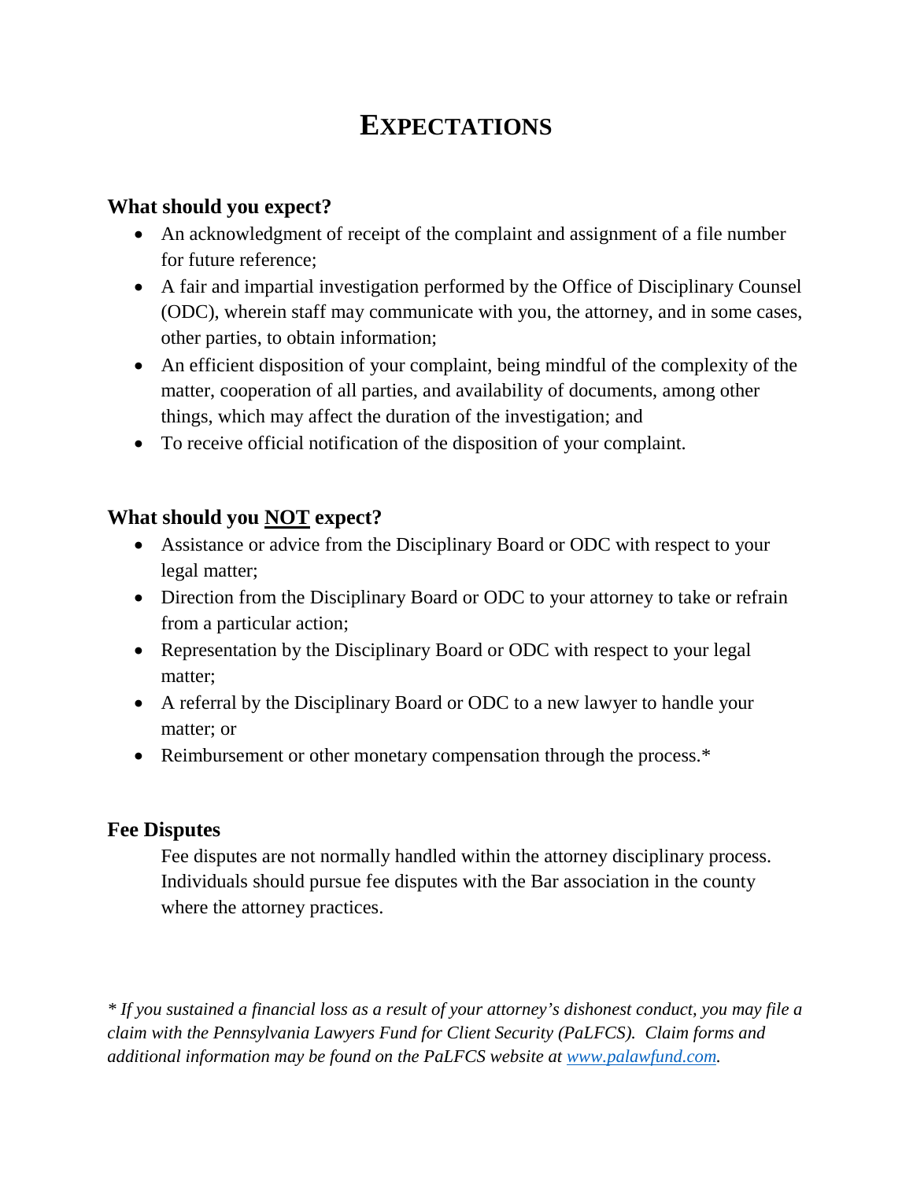# EXPECTATIONS

## What should you expect?

- An acknowledgment of receipt of the complaint and assignment of a file number for future reference;
- A fair and impartial investigation performed by the Office of Disciplinary Counsel (ODC), wherein staff may communicate with you, the attorney, and in some cases, other parties, to obtain information;
- An efficient disposition of your complaint, being mindful of the complexity of the matter, cooperation of all parties, and availability of documents, among other things, which may affect the duration of the investigation; and
- To receive official notification of the disposition of your complaint.

## What should you NOT expect?

- Assistance or advice from the Disciplinary Board or ODC with respect to your legal matter;
- Direction from the Disciplinary Board or ODC to your attorney to take or refrain from a particular action;
- Representation by the Disciplinary Board or ODC with respect to your legal matter;
- A referral by the Disciplinary Board or ODC to a new lawyer to handle your matter; or
- Reimbursement or other monetary compensation through the process.*

## Fee Disputes

Fee disputes are not normally handled within the attorney disciplinary process. Individuals should pursue fee disputes with the Bar association in the county where the attorney practices.

*\* If you sustained a financial loss as a result of your attorney's dishonest conduct, you may file a claim with the Pennsylvania Lawyers Fund for Client Security (PaLFCS). Claim forms and additional information may be found on the PaLFCS website at [www.palawfund.com](http://www.palawfund.com).*